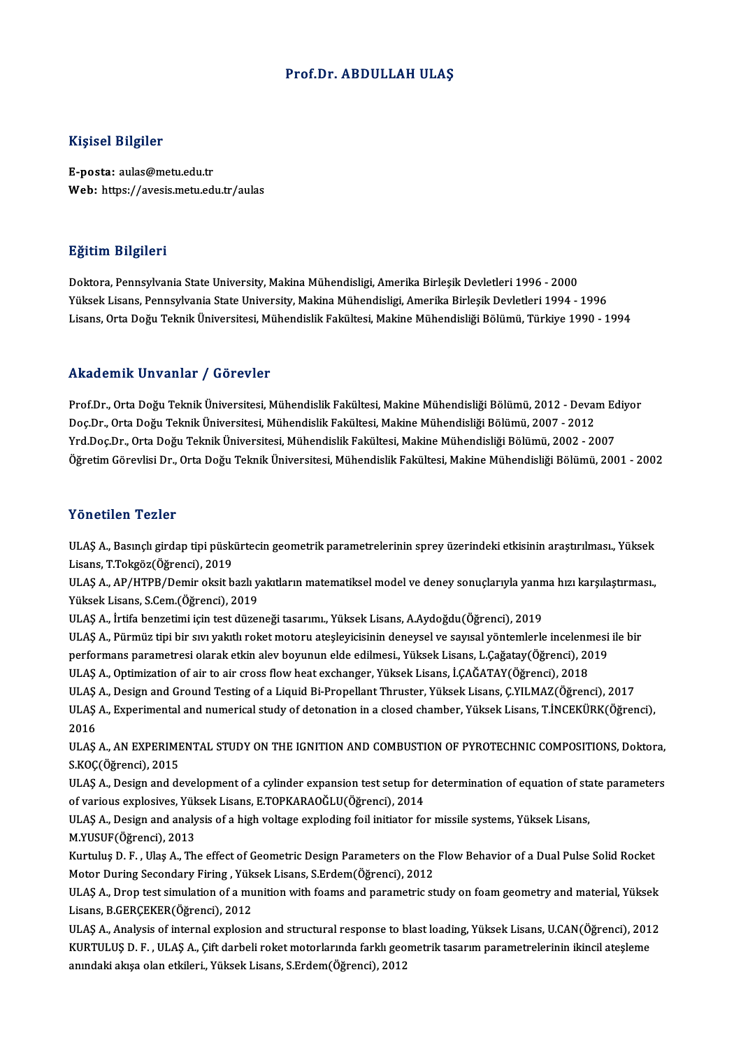# Prof.Dr. ABDULLAH ULAŞ

## Kişisel Bilgiler

**E-posta:** aulas@metu.edu.tr
**Web:** https://avesis.metu.edu.tr/aulas

## Eğitim Bilgileri

Doktora, Pennsylvania State University, Makina Mühendisligi, Amerika Birleşik Devletleri 1996 - 2000
Yüksek Lisans, Pennsylvania State University, Makina Mühendisligi, Amerika Birleşik Devletleri 1994 - 1996
Lisans, Orta Doğu Teknik Üniversitesi, Mühendislik Fakültesi, Makine Mühendisliği Bölümü, Türkiye 1990 - 1994

## Akademik Unvanlar / Görevler

Prof.Dr., Orta Doğu Teknik Üniversitesi, Mühendislik Fakültesi, Makine Mühendisliği Bölümü, 2012 - Devam Ediyor
Doç.Dr., Orta Doğu Teknik Üniversitesi, Mühendislik Fakültesi, Makine Mühendisliği Bölümü, 2007 - 2012
Yrd.Doç.Dr., Orta Doğu Teknik Üniversitesi, Mühendislik Fakültesi, Makine Mühendisliği Bölümü, 2002 - 2007
Öğretim Görevlisi Dr., Orta Doğu Teknik Üniversitesi, Mühendislik Fakültesi, Makine Mühendisliği Bölümü, 2001 - 2002

## Yönetilen Tezler

ULAŞ A., Basınçlı girdap tipi püskürtecin geometrik parametrelerinin sprey üzerindeki etkisinin araştırılması., Yüksek Lisans, T.Tokgöz(Öğrenci), 2019

ULAŞ A., AP/HTPB/Demir oksit bazlı yakıtların matematiksel model ve deney sonuçlarıyla yanma hızı karşılaştırması., Yüksek Lisans, S.Cem.(Öğrenci), 2019

ULAŞ A., İrtifa benzetimi için test düzeneği tasarımı., Yüksek Lisans, A.Aydoğdu(Öğrenci), 2019

ULAŞ A., Pürmüz tipi bir sıvı yakıtlı roket motoru ateşleyicisinin deneysel ve sayısal yöntemlerle incelenmesi ile bir performans parametresi olarak etkin alev boyunun elde edilmesi., Yüksek Lisans, L.Çağatay(Öğrenci), 2019

ULAŞ A., Optimization of air to air cross flow heat exchanger, Yüksek Lisans, İ.ÇAĞATAY(Öğrenci), 2018

ULAŞ A., Design and Ground Testing of a Liquid Bi-Propellant Thruster, Yüksek Lisans, Ç.YILMAZ(Öğrenci), 2017

ULAŞ A., Experimental and numerical study of detonation in a closed chamber, Yüksek Lisans, T.İNCEKÜRK(Öğrenci), 2016

ULAŞ A., AN EXPERIMENTAL STUDY ON THE IGNITION AND COMBUSTION OF PYROTECHNIC COMPOSITIONS, Doktora, S.KOÇ(Öğrenci), 2015

ULAŞ A., Design and development of a cylinder expansion test setup for determination of equation of state parameters of various explosives, Yüksek Lisans, E.TOPKARAOĞLU(Öğrenci), 2014

ULAŞ A., Design and analysis of a high voltage exploding foil initiator for missile systems, Yüksek Lisans, M.YUSUF(Öğrenci), 2013

Kurtuluş D. F. , Ulaş A., The effect of Geometric Design Parameters on the Flow Behavior of a Dual Pulse Solid Rocket Motor During Secondary Firing , Yüksek Lisans, S.Erdem(Öğrenci), 2012

ULAŞ A., Drop test simulation of a munition with foams and parametric study on foam geometry and material, Yüksek Lisans, B.GERÇEKER(Öğrenci), 2012

ULAŞ A., Analysis of internal explosion and structural response to blast loading, Yüksek Lisans, U.CAN(Öğrenci), 2012

KURTULUŞ D. F. , ULAŞ A., Çift darbeli roket motorlarında farklı geometrik tasarım parametrelerinin ikincil ateşleme anındaki akışa olan etkileri., Yüksek Lisans, S.Erdem(Öğrenci), 2012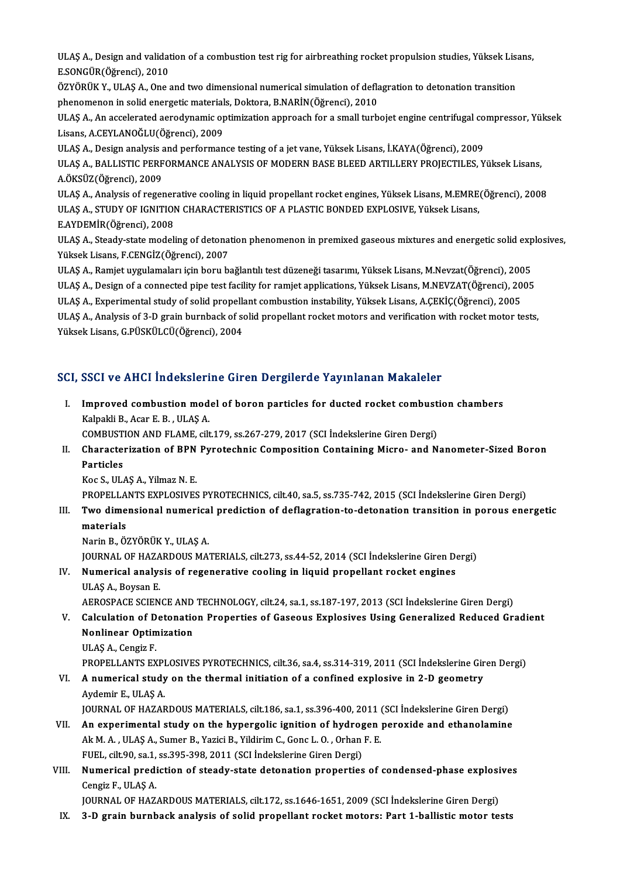ULAŞ A., Design and validation of a combustion test rig for airbreathing rocket propulsion studies, Yüksek Lisans, E.SONGÜR(Öğrenci), 2010

ÖZYÖRÜK Y., ULAŞ A., One and two dimensional numerical simulation of deflagration to detonation transition phenomenon in solid energetic materials, Doktora, B.NARİN(Öğrenci), 2010

ULAŞ A., An accelerated aerodynamic optimization approach for a small turbojet engine centrifugal compressor, Yüksek Lisans, A.CEYLANOĞLU(Öğrenci), 2009

ULAŞ A., Design analysis and performance testing of a jet vane, Yüksek Lisans, İ.KAYA(Öğrenci), 2009

ULAŞ A., BALLISTIC PERFORMANCE ANALYSIS OF MODERN BASE BLEED ARTILLERY PROJECTILES, Yüksek Lisans, A.ÖKSÜZ(Öğrenci), 2009

ULAŞ A., Analysis of regenerative cooling in liquid propellant rocket engines, Yüksek Lisans, M.EMRE(Öğrenci), 2008

ULAŞ A., STUDY OF IGNITION CHARACTERISTICS OF A PLASTIC BONDED EXPLOSIVE, Yüksek Lisans, E.AYDEMİR(Öğrenci), 2008

ULAŞ A., Steady-state modeling of detonation phenomenon in premixed gaseous mixtures and energetic solid explosives, Yüksek Lisans, F.CENGİZ(Öğrenci), 2007

ULAŞ A., Ramjet uygulamaları için boru bağlantılı test düzeneği tasarımı, Yüksek Lisans, M.Nevzat(Öğrenci), 2005

ULAŞ A., Design of a connected pipe test facility for ramjet applications, Yüksek Lisans, M.NEVZAT(Öğrenci), 2005

ULAŞ A., Experimental study of solid propellant combustion instability, Yüksek Lisans, A.ÇEKİÇ(Öğrenci), 2005

ULAŞ A., Analysis of 3-D grain burnback of solid propellant rocket motors and verification with rocket motor tests, Yüksek Lisans, G.PÜSKÜLCÜ(Öğrenci), 2004

## SCI, SSCI ve AHCI İndekslerine Giren Dergilerde Yayınlanan Makaleler

I. **Improved combustion model of boron particles for ducted rocket combustion chambers**
   Kalpakli B., Acar E. B. , ULAŞ A.
   COMBUSTION AND FLAME, cilt.179, ss.267-279, 2017 (SCI İndekslerine Giren Dergi)

II. **Characterization of BPN Pyrotechnic Composition Containing Micro- and Nanometer-Sized Boron Particles**
   Koc S., ULAŞ A., Yilmaz N. E.
   PROPELLANTS EXPLOSIVES PYROTECHNICS, cilt.40, sa.5, ss.735-742, 2015 (SCI İndekslerine Giren Dergi)

III. **Two dimensional numerical prediction of deflagration-to-detonation transition in porous energetic materials**
   Narin B., ÖZYÖRÜK Y., ULAŞ A.
   JOURNAL OF HAZARDOUS MATERIALS, cilt.273, ss.44-52, 2014 (SCI İndekslerine Giren Dergi)

IV. **Numerical analysis of regenerative cooling in liquid propellant rocket engines**
   ULAŞ A., Boysan E.
   AEROSPACE SCIENCE AND TECHNOLOGY, cilt.24, sa.1, ss.187-197, 2013 (SCI İndekslerine Giren Dergi)

V. **Calculation of Detonation Properties of Gaseous Explosives Using Generalized Reduced Gradient Nonlinear Optimization**
   ULAŞ A., Cengiz F.
   PROPELLANTS EXPLOSIVES PYROTECHNICS, cilt.36, sa.4, ss.314-319, 2011 (SCI İndekslerine Giren Dergi)

VI. **A numerical study on the thermal initiation of a confined explosive in 2-D geometry**
   Aydemir E., ULAŞ A.
   JOURNAL OF HAZARDOUS MATERIALS, cilt.186, sa.1, ss.396-400, 2011 (SCI İndekslerine Giren Dergi)

VII. **An experimental study on the hypergolic ignition of hydrogen peroxide and ethanolamine**
   Ak M. A. , ULAŞ A., Sumer B., Yazici B., Yildirim C., Gonc L. O. , Orhan F. E.
   FUEL, cilt.90, sa.1, ss.395-398, 2011 (SCI İndekslerine Giren Dergi)

VIII. **Numerical prediction of steady-state detonation properties of condensed-phase explosives**
   Cengiz F., ULAŞ A.
   JOURNAL OF HAZARDOUS MATERIALS, cilt.172, ss.1646-1651, 2009 (SCI İndekslerine Giren Dergi)

IX. **3-D grain burnback analysis of solid propellant rocket motors: Part 1-ballistic motor tests**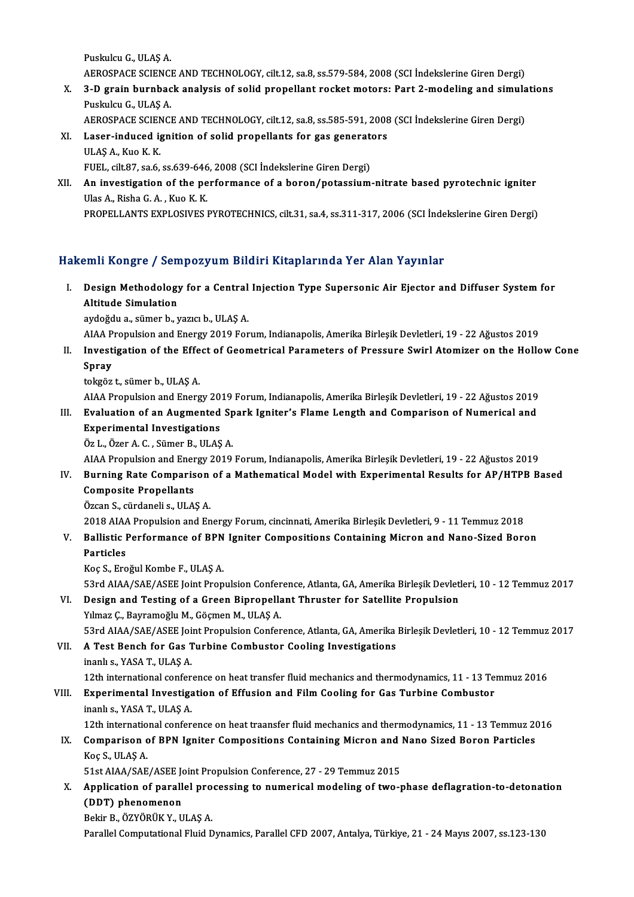Puskulcu G., ULAŞ A.
AEROSPACE SCIENCE AND TECHNOLOGY, cilt.12, sa.8, ss.579-584, 2008 (SCI İndekslerine Giren Dergi)

X. **3-D grain burnback analysis of solid propellant rocket motors: Part 2-modeling and simulations**
Puskulcu G., ULAŞ A.
AEROSPACE SCIENCE AND TECHNOLOGY, cilt.12, sa.8, ss.585-591, 2008 (SCI İndekslerine Giren Dergi)

XI. **Laser-induced ignition of solid propellants for gas generators**
ULAŞ A., Kuo K. K.
FUEL, cilt.87, sa.6, ss.639-646, 2008 (SCI İndekslerine Giren Dergi)

XII. **An investigation of the performance of a boron/potassium-nitrate based pyrotechnic igniter**
Ulas A., Risha G. A. , Kuo K. K.
PROPELLANTS EXPLOSIVES PYROTECHNICS, cilt.31, sa.4, ss.311-317, 2006 (SCI İndekslerine Giren Dergi)

## Hakemli Kongre / Sempozyum Bildiri Kitaplarında Yer Alan Yayınlar

I. **Design Methodology for a Central Injection Type Supersonic Air Ejector and Diffuser System for Altitude Simulation**
aydoğdu a., sümer b., yazıcı b., ULAŞ A.
AIAA Propulsion and Energy 2019 Forum, Indianapolis, Amerika Birleşik Devletleri, 19 - 22 Ağustos 2019

II. **Investigation of the Effect of Geometrical Parameters of Pressure Swirl Atomizer on the Hollow Cone Spray**
tokgöz t., sümer b., ULAŞ A.
AIAA Propulsion and Energy 2019 Forum, Indianapolis, Amerika Birleşik Devletleri, 19 - 22 Ağustos 2019

III. **Evaluation of an Augmented Spark Igniter's Flame Length and Comparison of Numerical and Experimental Investigations**
Öz L., Özer A. C. , Sümer B., ULAŞ A.
AIAA Propulsion and Energy 2019 Forum, Indianapolis, Amerika Birleşik Devletleri, 19 - 22 Ağustos 2019

IV. **Burning Rate Comparison of a Mathematical Model with Experimental Results for AP/HTPB Based Composite Propellants**
Özcan S., cürdaneli s., ULAŞ A.
2018 AIAA Propulsion and Energy Forum, cincinnati, Amerika Birleşik Devletleri, 9 - 11 Temmuz 2018

V. **Ballistic Performance of BPN Igniter Compositions Containing Micron and Nano-Sized Boron Particles**
Koç S., Eroğul Kombe F., ULAŞ A.
53rd AIAA/SAE/ASEE Joint Propulsion Conference, Atlanta, GA, Amerika Birleşik Devletleri, 10 - 12 Temmuz 2017

VI. **Design and Testing of a Green Bipropellant Thruster for Satellite Propulsion**
Yılmaz Ç., Bayramoğlu M., Göçmen M., ULAŞ A.
53rd AIAA/SAE/ASEE Joint Propulsion Conference, Atlanta, GA, Amerika Birleşik Devletleri, 10 - 12 Temmuz 2017

VII. **A Test Bench for Gas Turbine Combustor Cooling Investigations**
inanlı s., YASA T., ULAŞ A.
12th international conference on heat transfer fluid mechanics and thermodynamics, 11 - 13 Temmuz 2016

VIII. **Experimental Investigation of Effusion and Film Cooling for Gas Turbine Combustor**
inanlı s., YASA T., ULAŞ A.
12th international conference on heat traansfer fluid mechanics and thermodynamics, 11 - 13 Temmuz 2016

IX. **Comparison of BPN Igniter Compositions Containing Micron and Nano Sized Boron Particles**
Koç S., ULAŞ A.
51st AIAA/SAE/ASEE Joint Propulsion Conference, 27 - 29 Temmuz 2015

X. **Application of parallel processing to numerical modeling of two-phase deflagration-to-detonation (DDT) phenomenon**
Bekir B., ÖZYÖRÜK Y., ULAŞ A.
Parallel Computational Fluid Dynamics, Parallel CFD 2007, Antalya, Türkiye, 21 - 24 Mayıs 2007, ss.123-130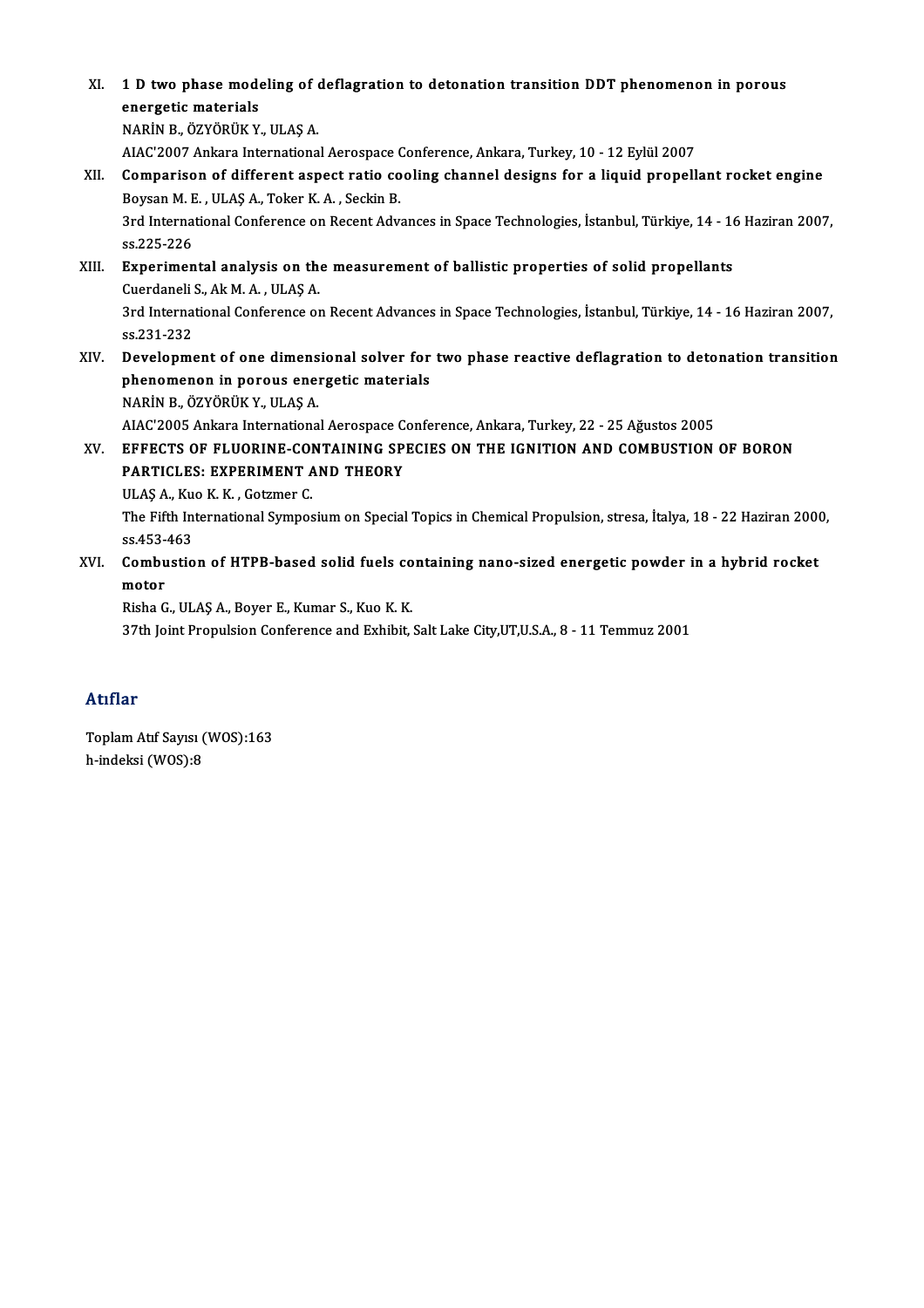XI. **1 D two phase modeling of deflagration to detonation transition DDT phenomenon in porous energetic materials**
NARİN B., ÖZYÖRÜK Y., ULAŞ A.
AIAC'2007 Ankara International Aerospace Conference, Ankara, Turkey, 10 - 12 Eylül 2007

XII. **Comparison of different aspect ratio cooling channel designs for a liquid propellant rocket engine**
Boysan M. E. , ULAŞ A., Toker K. A. , Seckin B.
3rd International Conference on Recent Advances in Space Technologies, İstanbul, Türkiye, 14 - 16 Haziran 2007, ss.225-226

XIII. **Experimental analysis on the measurement of ballistic properties of solid propellants**
Cuerdaneli S., Ak M. A. , ULAŞ A.
3rd International Conference on Recent Advances in Space Technologies, İstanbul, Türkiye, 14 - 16 Haziran 2007, ss.231-232

XIV. **Development of one dimensional solver for two phase reactive deflagration to detonation transition phenomenon in porous energetic materials**
NARİN B., ÖZYÖRÜK Y., ULAŞ A.
AIAC'2005 Ankara International Aerospace Conference, Ankara, Turkey, 22 - 25 Ağustos 2005

XV. **EFFECTS OF FLUORINE-CONTAINING SPECIES ON THE IGNITION AND COMBUSTION OF BORON PARTICLES: EXPERIMENT AND THEORY**
ULAŞ A., Kuo K. K. , Gotzmer C.
The Fifth International Symposium on Special Topics in Chemical Propulsion, stresa, İtalya, 18 - 22 Haziran 2000, ss.453-463

XVI. **Combustion of HTPB-based solid fuels containing nano-sized energetic powder in a hybrid rocket motor**
Risha G., ULAŞ A., Boyer E., Kumar S., Kuo K. K.
37th Joint Propulsion Conference and Exhibit, Salt Lake City,UT,U.S.A., 8 - 11 Temmuz 2001

## Atıflar

Toplam Atıf Sayısı (WOS):163
h-indeksi (WOS):8